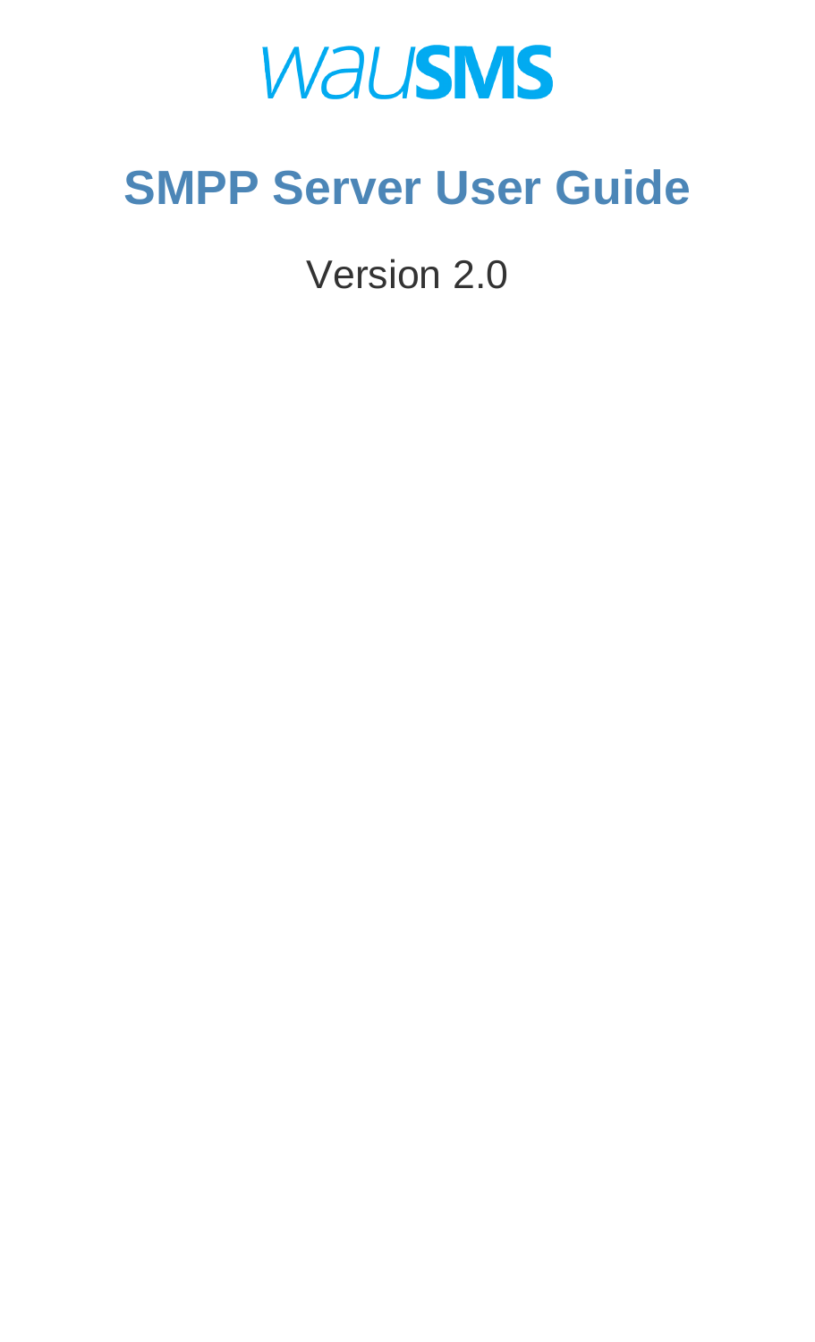wauSMS

# SMPP Server User Guide

Version 2.0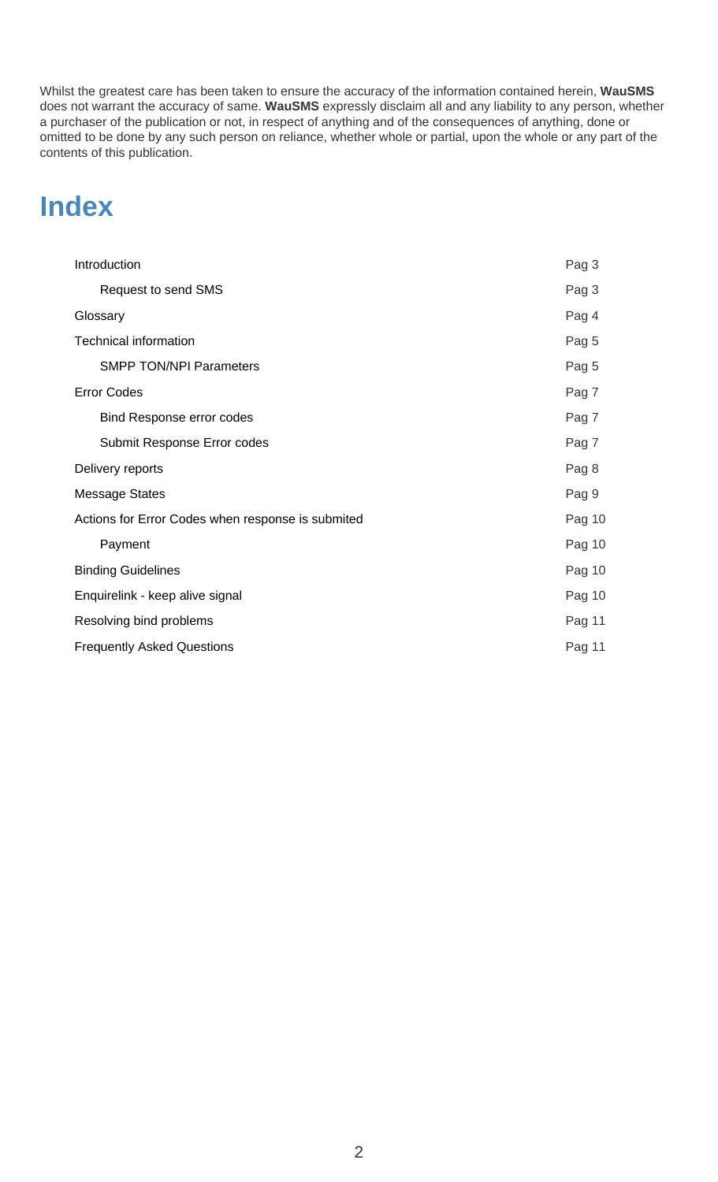Whilst the greatest care has been taken to ensure the accuracy of the information contained herein, **WauSMS** does not warrant the accuracy of same. **WauSMS** expressly disclaim all and any liability to any person, whether a purchaser of the publication or not, in respect of anything and of the consequences of anything, done or omitted to be done by any such person on reliance, whether whole or partial, upon the whole or any part of the contents of this publication.

# Index

| | |
|---|---|
| Introduction | Pag 3 |
| &nbsp;&nbsp;&nbsp;&nbsp;Request to send SMS | Pag 3 |
| Glossary | Pag 4 |
| Technical information | Pag 5 |
| &nbsp;&nbsp;&nbsp;&nbsp;SMPP TON/NPI Parameters | Pag 5 |
| Error Codes | Pag 7 |
| &nbsp;&nbsp;&nbsp;&nbsp;Bind Response error codes | Pag 7 |
| &nbsp;&nbsp;&nbsp;&nbsp;Submit Response Error codes | Pag 7 |
| Delivery reports | Pag 8 |
| Message States | Pag 9 |
| Actions for Error Codes when response is submited | Pag 10 |
| &nbsp;&nbsp;&nbsp;&nbsp;Payment | Pag 10 |
| Binding Guidelines | Pag 10 |
| Enquirelink - keep alive signal | Pag 10 |
| Resolving bind problems | Pag 11 |
| Frequently Asked Questions | Pag 11 |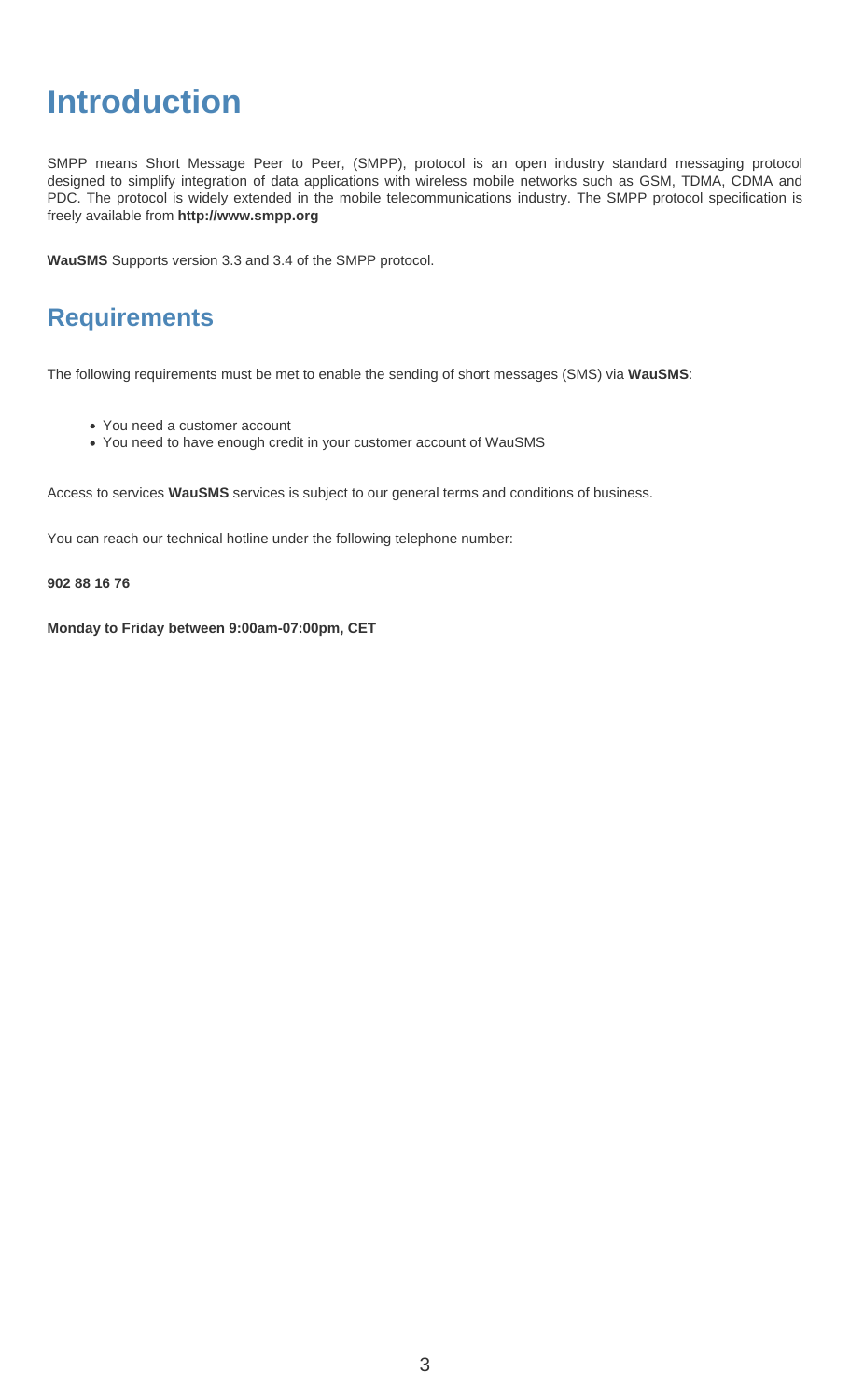# Introduction

SMPP means Short Message Peer to Peer, (SMPP), protocol is an open industry standard messaging protocol designed to simplify integration of data applications with wireless mobile networks such as GSM, TDMA, CDMA and PDC. The protocol is widely extended in the mobile telecommunications industry. The SMPP protocol specification is freely available from **http://www.smpp.org**

**WauSMS** Supports version 3.3 and 3.4 of the SMPP protocol.

## Requirements

The following requirements must be met to enable the sending of short messages (SMS) via **WauSMS**:

- You need a customer account
- You need to have enough credit in your customer account of WauSMS

Access to services **WauSMS** services is subject to our general terms and conditions of business.

You can reach our technical hotline under the following telephone number:

**902 88 16 76**

**Monday to Friday between 9:00am-07:00pm, CET**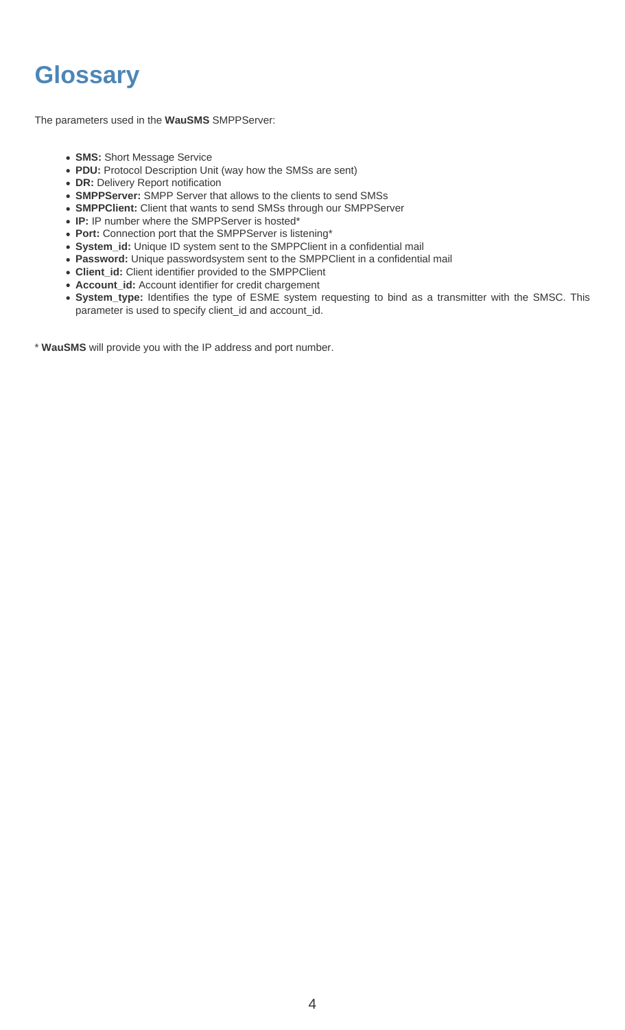# Glossary

The parameters used in the **WauSMS** SMPPServer:

- **SMS:** Short Message Service
- **PDU:** Protocol Description Unit (way how the SMSs are sent)
- **DR:** Delivery Report notification
- **SMPPServer:** SMPP Server that allows to the clients to send SMSs
- **SMPPClient:** Client that wants to send SMSs through our SMPPServer
- **IP:** IP number where the SMPPServer is hosted*
- **Port:** Connection port that the SMPPServer is listening*
- **System_id:** Unique ID system sent to the SMPPClient in a confidential mail
- **Password:** Unique passwordsystem sent to the SMPPClient in a confidential mail
- **Client_id:** Client identifier provided to the SMPPClient
- **Account_id:** Account identifier for credit chargement
- **System_type:** Identifies the type of ESME system requesting to bind as a transmitter with the SMSC. This parameter is used to specify client_id and account_id.

* **WauSMS** will provide you with the IP address and port number.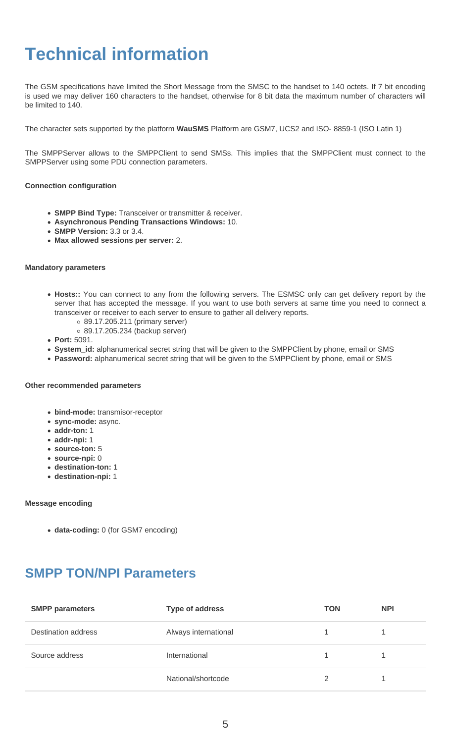# Technical information

The GSM specifications have limited the Short Message from the SMSC to the handset to 140 octets. If 7 bit encoding is used we may deliver 160 characters to the handset, otherwise for 8 bit data the maximum number of characters will be limited to 140.

The character sets supported by the platform **WauSMS** Platform are GSM7, UCS2 and ISO- 8859-1 (ISO Latin 1)

The SMPPServer allows to the SMPPClient to send SMSs. This implies that the SMPPClient must connect to the SMPPServer using some PDU connection parameters.

**Connection configuration**

- **SMPP Bind Type:** Transceiver or transmitter & receiver.
- **Asynchronous Pending Transactions Windows:** 10.
- **SMPP Version:** 3.3 or 3.4.
- **Max allowed sessions per server:** 2.

**Mandatory parameters**

- **Hosts::** You can connect to any from the following servers. The ESMSC only can get delivery report by the server that has accepted the message. If you want to use both servers at same time you need to connect a transceiver or receiver to each server to ensure to gather all delivery reports.
  - 89.17.205.211 (primary server)
  - 89.17.205.234 (backup server)
- **Port:** 5091.
- **System_id:** alphanumerical secret string that will be given to the SMPPClient by phone, email or SMS
- **Password:** alphanumerical secret string that will be given to the SMPPClient by phone, email or SMS

**Other recommended parameters**

- **bind-mode:** transmisor-receptor
- **sync-mode:** async.
- **addr-ton:** 1
- **addr-npi:** 1
- **source-ton:** 5
- **source-npi:** 0
- **destination-ton:** 1
- **destination-npi:** 1

**Message encoding**

- **data-coding:** 0 (for GSM7 encoding)

## SMPP TON/NPI Parameters

| SMPP parameters | Type of address | TON | NPI |
|---|---|---|---|
| Destination address | Always international | 1 | 1 |
| Source address | International | 1 | 1 |
| | National/shortcode | 2 | 1 |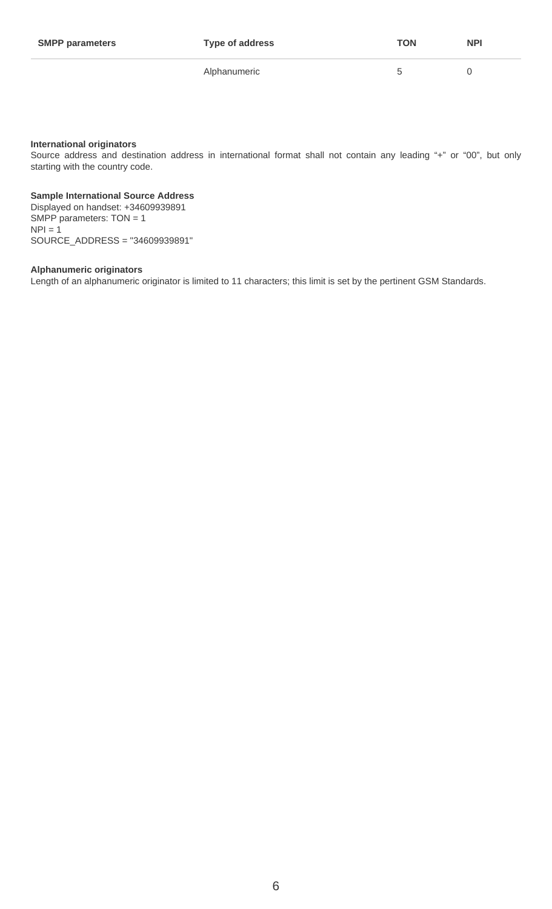| SMPP parameters | Type of address | TON | NPI |
| --- | --- | --- | --- |
| | Alphanumeric | 5 | 0 |

**International originators**
Source address and destination address in international format shall not contain any leading "+" or "00", but only starting with the country code.

**Sample International Source Address**
Displayed on handset: +34609939891
SMPP parameters: TON = 1
NPI = 1
SOURCE_ADDRESS = "34609939891"

**Alphanumeric originators**
Length of an alphanumeric originator is limited to 11 characters; this limit is set by the pertinent GSM Standards.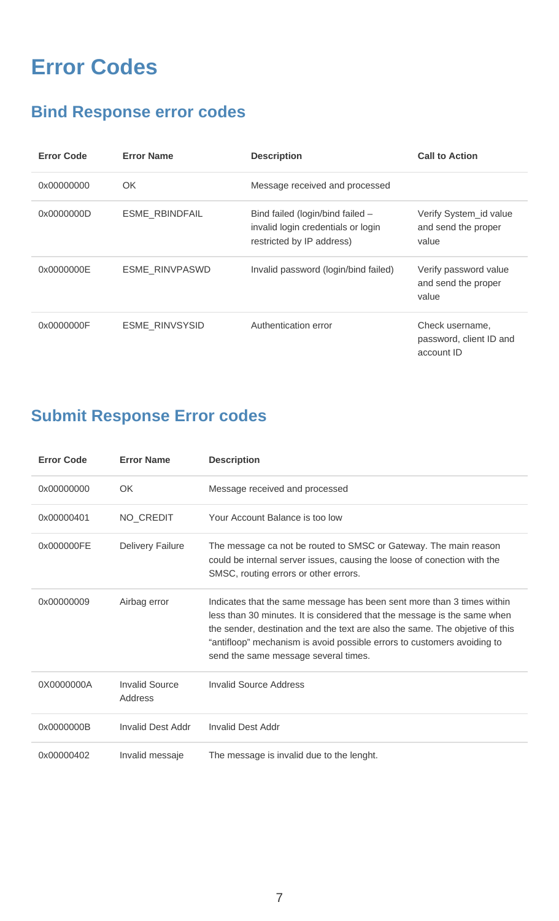# Error Codes

## Bind Response error codes

| Error Code | Error Name | Description | Call to Action |
| --- | --- | --- | --- |
| 0x00000000 | OK | Message received and processed | |
| 0x0000000D | ESME_RBINDFAIL | Bind failed (login/bind failed – invalid login credentials or login restricted by IP address) | Verify System_id value and send the proper value |
| 0x0000000E | ESME_RINVPASWD | Invalid password (login/bind failed) | Verify password value and send the proper value |
| 0x0000000F | ESME_RINVSYSID | Authentication error | Check username, password, client ID and account ID |

## Submit Response Error codes

| Error Code | Error Name | Description |
| --- | --- | --- |
| 0x00000000 | OK | Message received and processed |
| 0x00000401 | NO_CREDIT | Your Account Balance is too low |
| 0x000000FE | Delivery Failure | The message ca not be routed to SMSC or Gateway. The main reason could be internal server issues, causing the loose of conection with the SMSC, routing errors or other errors. |
| 0x00000009 | Airbag error | Indicates that the same message has been sent more than 3 times within less than 30 minutes. It is considered that the message is the same when the sender, destination and the text are also the same. The objetive of this "antifloop" mechanism is avoid possible errors to customers avoiding to send the same message several times. |
| 0X0000000A | Invalid Source Address | Invalid Source Address |
| 0x0000000B | Invalid Dest Addr | Invalid Dest Addr |
| 0x00000402 | Invalid messaje | The message is invalid due to the lenght. |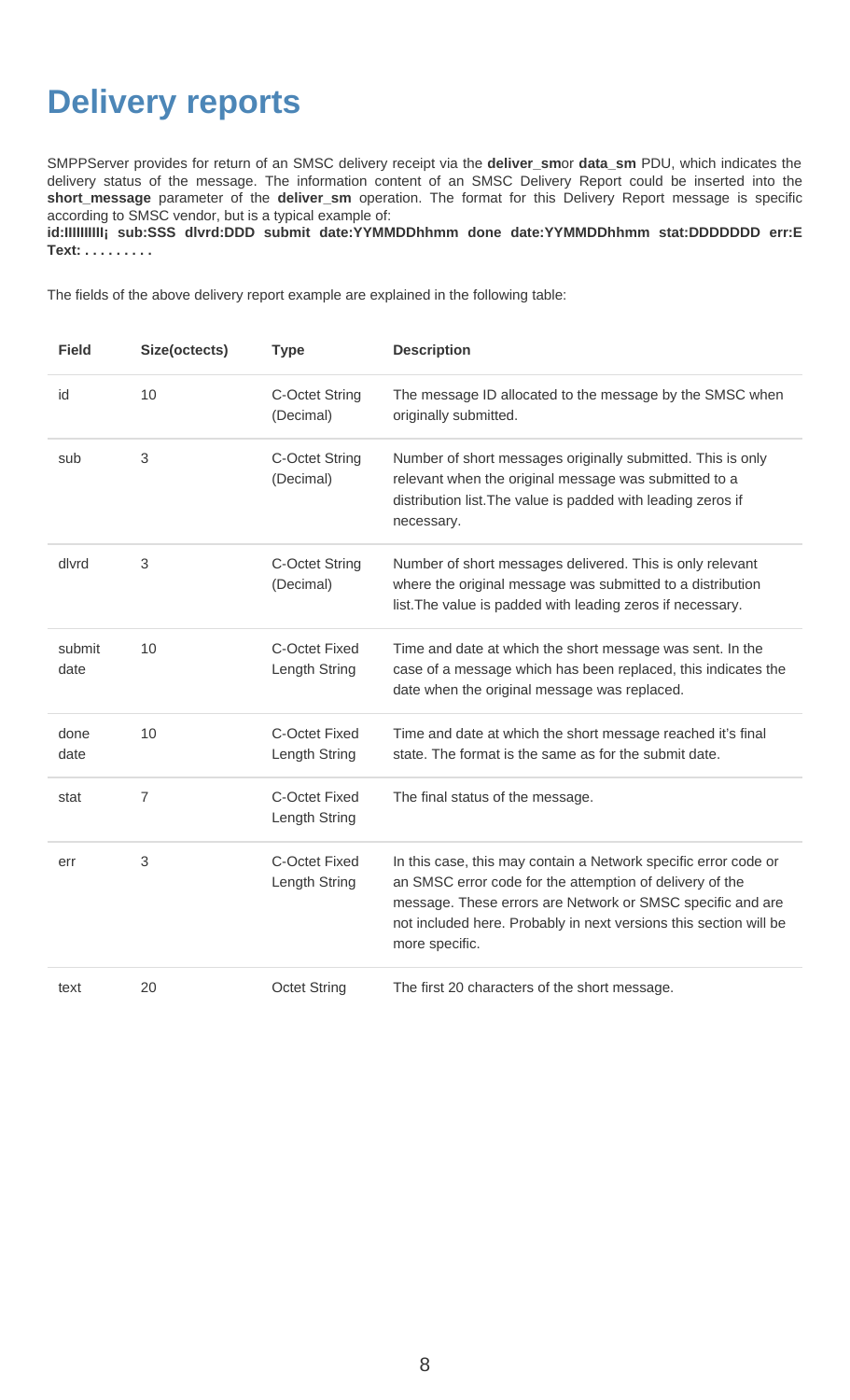# Delivery reports

SMPPServer provides for return of an SMSC delivery receipt via the **deliver_sm**or **data_sm** PDU, which indicates the delivery status of the message. The information content of an SMSC Delivery Report could be inserted into the **short_message** parameter of the **deliver_sm** operation. The format for this Delivery Report message is specific according to SMSC vendor, but is a typical example of:
**id:IIIIIIIIII¡ sub:SSS dlvrd:DDD submit date:YYMMDDhhmm done date:YYMMDDhhmm stat:DDDDDDD err:E Text: . . . . . . . . .**

The fields of the above delivery report example are explained in the following table:

| Field | Size(octects) | Type | Description |
|---|---|---|---|
| id | 10 | C-Octet String (Decimal) | The message ID allocated to the message by the SMSC when originally submitted. |
| sub | 3 | C-Octet String (Decimal) | Number of short messages originally submitted. This is only relevant when the original message was submitted to a distribution list.The value is padded with leading zeros if necessary. |
| dlvrd | 3 | C-Octet String (Decimal) | Number of short messages delivered. This is only relevant where the original message was submitted to a distribution list.The value is padded with leading zeros if necessary. |
| submit date | 10 | C-Octet Fixed Length String | Time and date at which the short message was sent. In the case of a message which has been replaced, this indicates the date when the original message was replaced. |
| done date | 10 | C-Octet Fixed Length String | Time and date at which the short message reached it's final state. The format is the same as for the submit date. |
| stat | 7 | C-Octet Fixed Length String | The final status of the message. |
| err | 3 | C-Octet Fixed Length String | In this case, this may contain a Network specific error code or an SMSC error code for the attemption of delivery of the message. These errors are Network or SMSC specific and are not included here. Probably in next versions this section will be more specific. |
| text | 20 | Octet String | The first 20 characters of the short message. |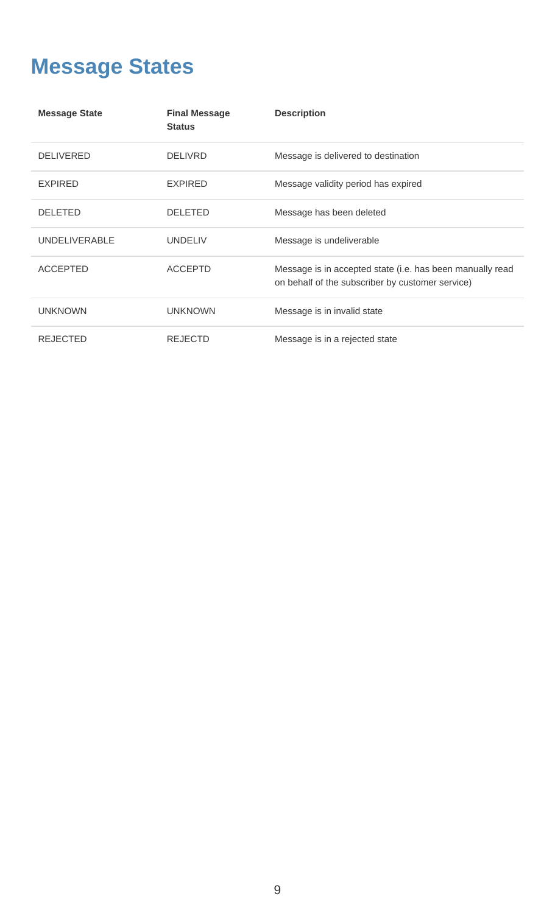# Message States

| Message State | Final Message Status | Description |
|---|---|---|
| DELIVERED | DELIVRD | Message is delivered to destination |
| EXPIRED | EXPIRED | Message validity period has expired |
| DELETED | DELETED | Message has been deleted |
| UNDELIVERABLE | UNDELIV | Message is undeliverable |
| ACCEPTED | ACCEPTD | Message is in accepted state (i.e. has been manually read on behalf of the subscriber by customer service) |
| UNKNOWN | UNKNOWN | Message is in invalid state |
| REJECTED | REJECTD | Message is in a rejected state |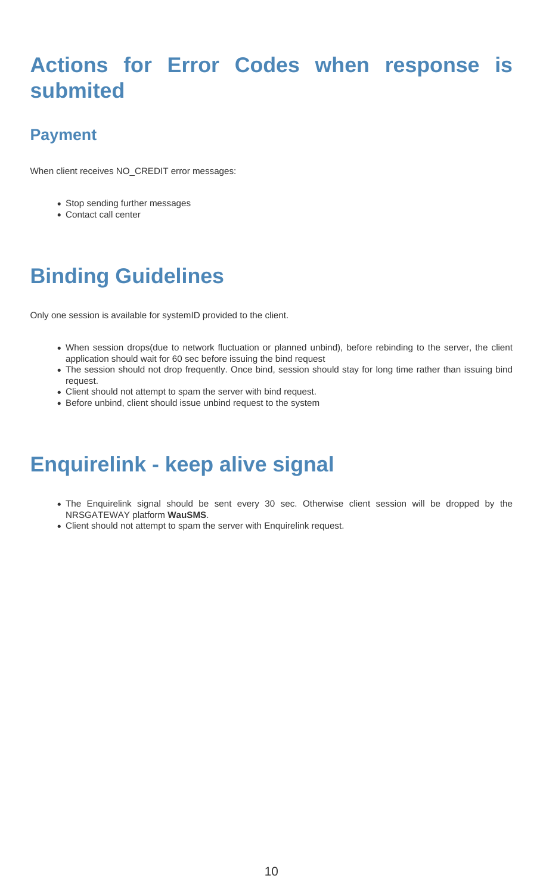# Actions for Error Codes when response is submited

## Payment

When client receives NO_CREDIT error messages:

- Stop sending further messages
- Contact call center

# Binding Guidelines

Only one session is available for systemID provided to the client.

- When session drops(due to network fluctuation or planned unbind), before rebinding to the server, the client application should wait for 60 sec before issuing the bind request
- The session should not drop frequently. Once bind, session should stay for long time rather than issuing bind request.
- Client should not attempt to spam the server with bind request.
- Before unbind, client should issue unbind request to the system

# Enquirelink - keep alive signal

- The Enquirelink signal should be sent every 30 sec. Otherwise client session will be dropped by the NRSGATEWAY platform **WauSMS**.
- Client should not attempt to spam the server with Enquirelink request.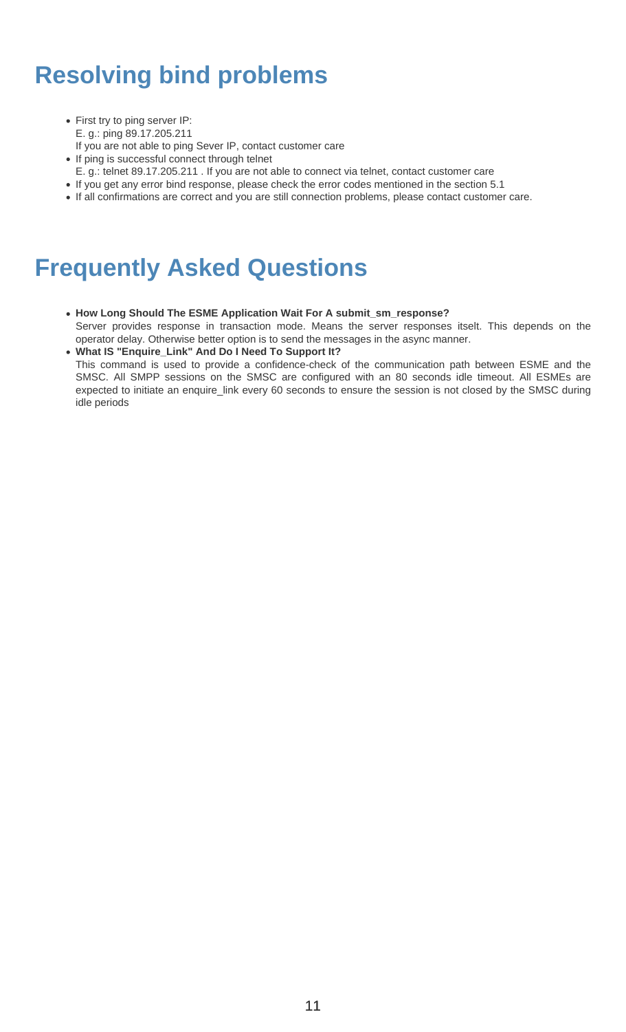# Resolving bind problems

- First try to ping server IP:
  E. g.: ping 89.17.205.211
  If you are not able to ping Sever IP, contact customer care
- If ping is successful connect through telnet
  E. g.: telnet 89.17.205.211 . If you are not able to connect via telnet, contact customer care
- If you get any error bind response, please check the error codes mentioned in the section 5.1
- If all confirmations are correct and you are still connection problems, please contact customer care.

# Frequently Asked Questions

- **How Long Should The ESME Application Wait For A submit_sm_response?**
  Server provides response in transaction mode. Means the server responses itselt. This depends on the operator delay. Otherwise better option is to send the messages in the async manner.
- **What IS "Enquire_Link" And Do I Need To Support It?**
  This command is used to provide a confidence-check of the communication path between ESME and the SMSC. All SMPP sessions on the SMSC are configured with an 80 seconds idle timeout. All ESMEs are expected to initiate an enquire_link every 60 seconds to ensure the session is not closed by the SMSC during idle periods